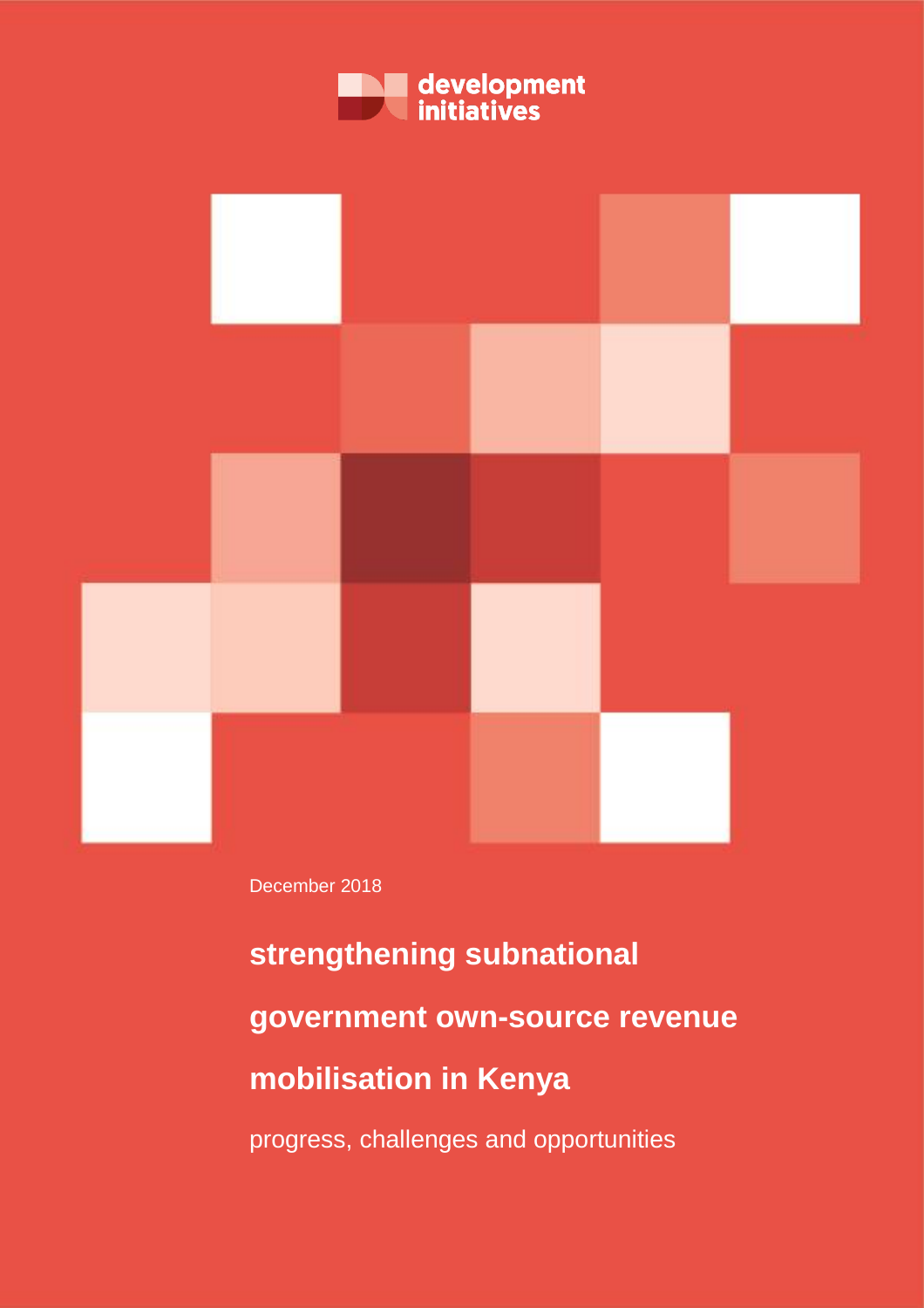development initiatives

December 2018

# strengthening subnational government own-source revenue mobilisation in Kenya

progress, challenges and opportunities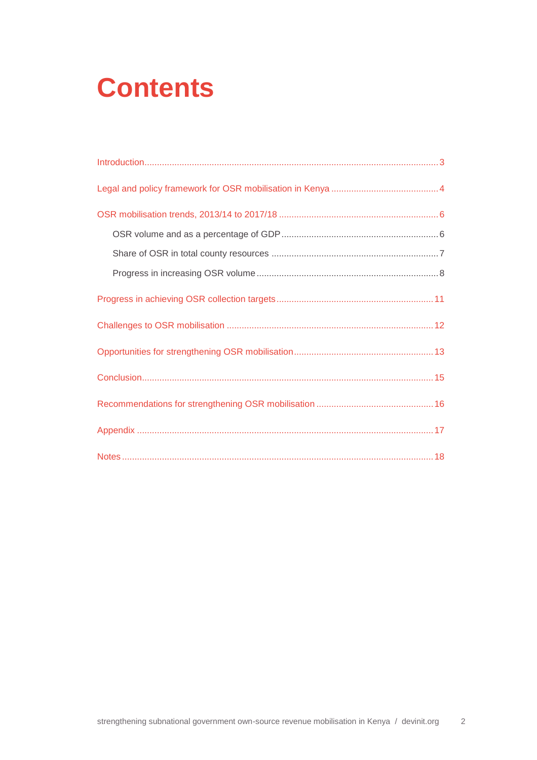# Contents

Introduction 3

Legal and policy framework for OSR mobilisation in Kenya 4

OSR mobilisation trends, 2013/14 to 2017/18 6

- OSR volume and as a percentage of GDP 6
- Share of OSR in total county resources 7
- Progress in increasing OSR volume 8

Progress in achieving OSR collection targets 11

Challenges to OSR mobilisation 12

Opportunities for strengthening OSR mobilisation 13

Conclusion 15

Recommendations for strengthening OSR mobilisation 16

Appendix 17

Notes 18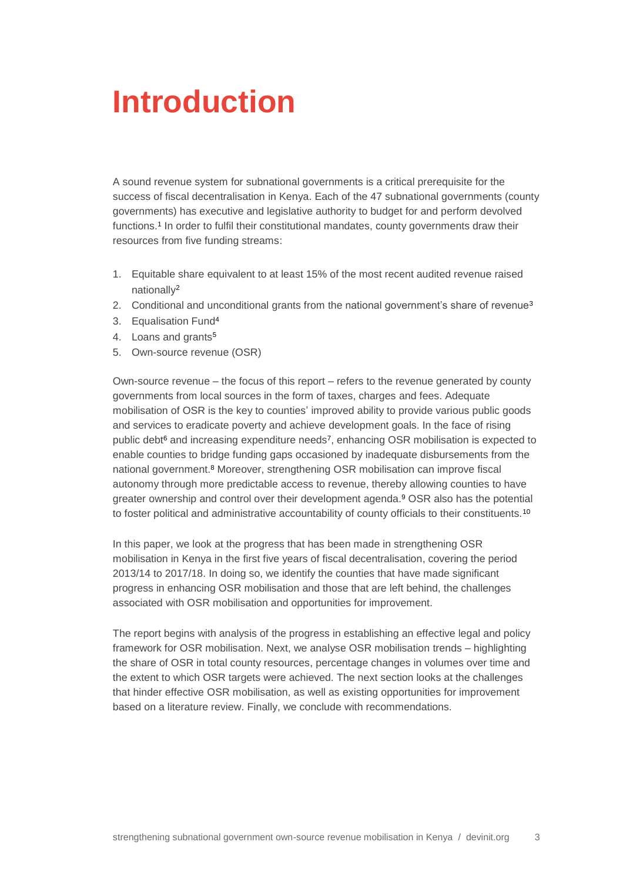# Introduction

A sound revenue system for subnational governments is a critical prerequisite for the success of fiscal decentralisation in Kenya. Each of the 47 subnational governments (county governments) has executive and legislative authority to budget for and perform devolved functions.[1] In order to fulfil their constitutional mandates, county governments draw their resources from five funding streams:

1. Equitable share equivalent to at least 15% of the most recent audited revenue raised nationally[2]
2. Conditional and unconditional grants from the national government's share of revenue[3]
3. Equalisation Fund[4]
4. Loans and grants[5]
5. Own-source revenue (OSR)

Own-source revenue – the focus of this report – refers to the revenue generated by county governments from local sources in the form of taxes, charges and fees. Adequate mobilisation of OSR is the key to counties' improved ability to provide various public goods and services to eradicate poverty and achieve development goals. In the face of rising public debt[6] and increasing expenditure needs[7], enhancing OSR mobilisation is expected to enable counties to bridge funding gaps occasioned by inadequate disbursements from the national government.[8] Moreover, strengthening OSR mobilisation can improve fiscal autonomy through more predictable access to revenue, thereby allowing counties to have greater ownership and control over their development agenda.[9] OSR also has the potential to foster political and administrative accountability of county officials to their constituents.[10]

In this paper, we look at the progress that has been made in strengthening OSR mobilisation in Kenya in the first five years of fiscal decentralisation, covering the period 2013/14 to 2017/18. In doing so, we identify the counties that have made significant progress in enhancing OSR mobilisation and those that are left behind, the challenges associated with OSR mobilisation and opportunities for improvement.

The report begins with analysis of the progress in establishing an effective legal and policy framework for OSR mobilisation. Next, we analyse OSR mobilisation trends – highlighting the share of OSR in total county resources, percentage changes in volumes over time and the extent to which OSR targets were achieved. The next section looks at the challenges that hinder effective OSR mobilisation, as well as existing opportunities for improvement based on a literature review. Finally, we conclude with recommendations.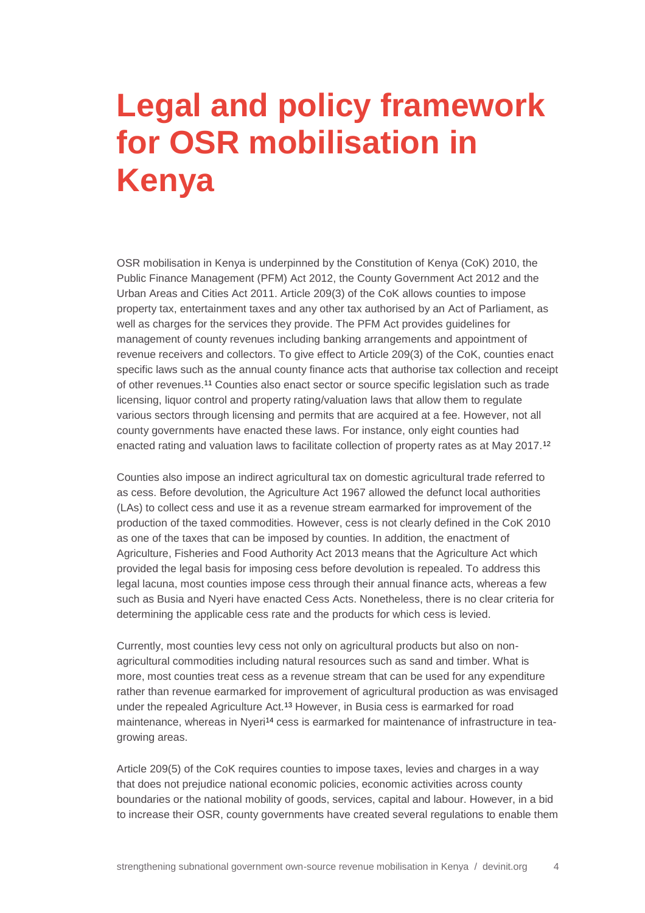# Legal and policy framework for OSR mobilisation in Kenya

OSR mobilisation in Kenya is underpinned by the Constitution of Kenya (CoK) 2010, the Public Finance Management (PFM) Act 2012, the County Government Act 2012 and the Urban Areas and Cities Act 2011. Article 209(3) of the CoK allows counties to impose property tax, entertainment taxes and any other tax authorised by an Act of Parliament, as well as charges for the services they provide. The PFM Act provides guidelines for management of county revenues including banking arrangements and appointment of revenue receivers and collectors. To give effect to Article 209(3) of the CoK, counties enact specific laws such as the annual county finance acts that authorise tax collection and receipt of other revenues.[11] Counties also enact sector or source specific legislation such as trade licensing, liquor control and property rating/valuation laws that allow them to regulate various sectors through licensing and permits that are acquired at a fee. However, not all county governments have enacted these laws. For instance, only eight counties had enacted rating and valuation laws to facilitate collection of property rates as at May 2017.[12]

Counties also impose an indirect agricultural tax on domestic agricultural trade referred to as cess. Before devolution, the Agriculture Act 1967 allowed the defunct local authorities (LAs) to collect cess and use it as a revenue stream earmarked for improvement of the production of the taxed commodities. However, cess is not clearly defined in the CoK 2010 as one of the taxes that can be imposed by counties. In addition, the enactment of Agriculture, Fisheries and Food Authority Act 2013 means that the Agriculture Act which provided the legal basis for imposing cess before devolution is repealed. To address this legal lacuna, most counties impose cess through their annual finance acts, whereas a few such as Busia and Nyeri have enacted Cess Acts. Nonetheless, there is no clear criteria for determining the applicable cess rate and the products for which cess is levied.

Currently, most counties levy cess not only on agricultural products but also on non-agricultural commodities including natural resources such as sand and timber. What is more, most counties treat cess as a revenue stream that can be used for any expenditure rather than revenue earmarked for improvement of agricultural production as was envisaged under the repealed Agriculture Act.[13] However, in Busia cess is earmarked for road maintenance, whereas in Nyeri[14] cess is earmarked for maintenance of infrastructure in tea-growing areas.

Article 209(5) of the CoK requires counties to impose taxes, levies and charges in a way that does not prejudice national economic policies, economic activities across county boundaries or the national mobility of goods, services, capital and labour. However, in a bid to increase their OSR, county governments have created several regulations to enable them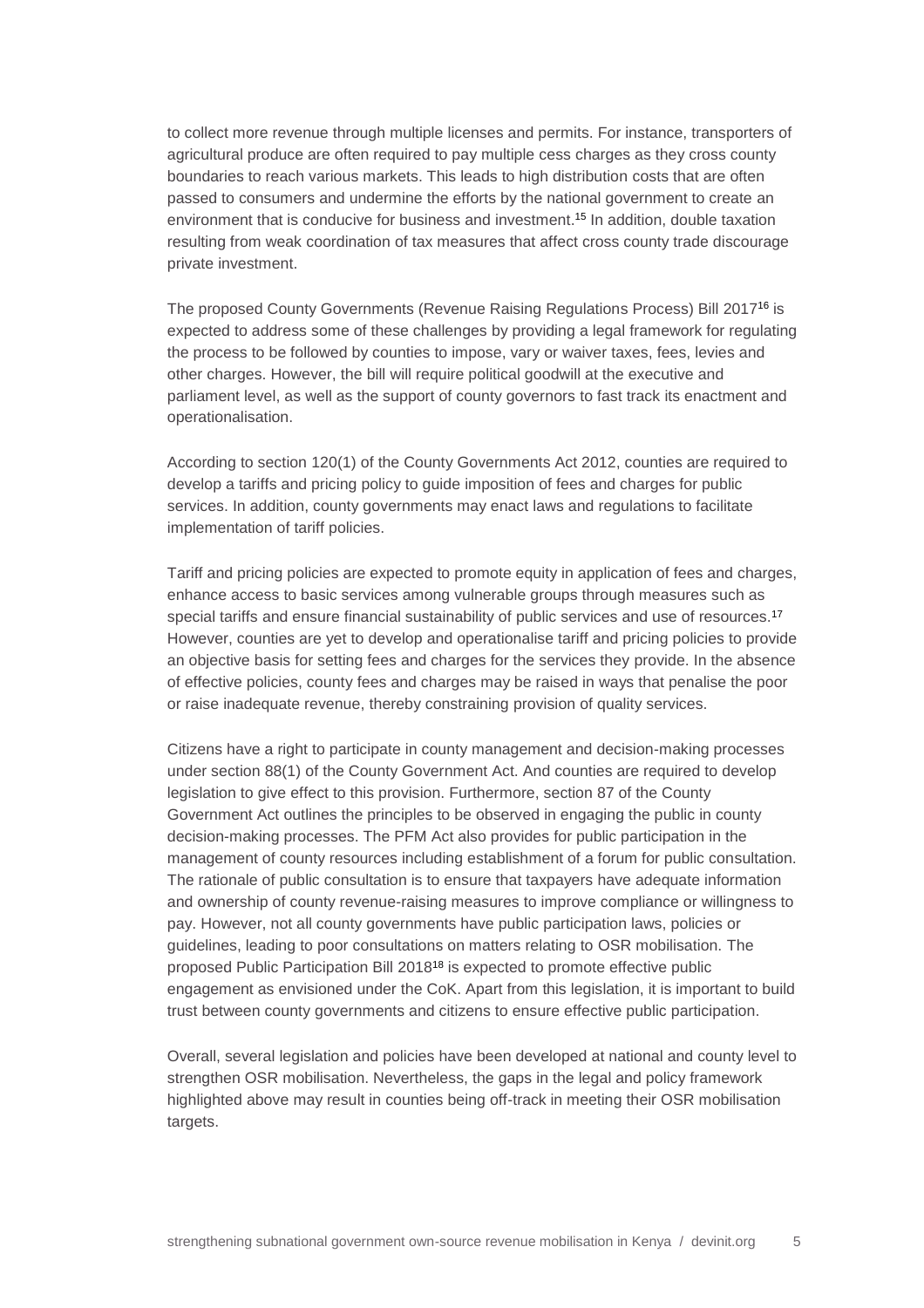to collect more revenue through multiple licenses and permits. For instance, transporters of agricultural produce are often required to pay multiple cess charges as they cross county boundaries to reach various markets. This leads to high distribution costs that are often passed to consumers and undermine the efforts by the national government to create an environment that is conducive for business and investment.[15] In addition, double taxation resulting from weak coordination of tax measures that affect cross county trade discourage private investment.

The proposed County Governments (Revenue Raising Regulations Process) Bill 2017[16] is expected to address some of these challenges by providing a legal framework for regulating the process to be followed by counties to impose, vary or waiver taxes, fees, levies and other charges. However, the bill will require political goodwill at the executive and parliament level, as well as the support of county governors to fast track its enactment and operationalisation.

According to section 120(1) of the County Governments Act 2012, counties are required to develop a tariffs and pricing policy to guide imposition of fees and charges for public services. In addition, county governments may enact laws and regulations to facilitate implementation of tariff policies.

Tariff and pricing policies are expected to promote equity in application of fees and charges, enhance access to basic services among vulnerable groups through measures such as special tariffs and ensure financial sustainability of public services and use of resources.[17] However, counties are yet to develop and operationalise tariff and pricing policies to provide an objective basis for setting fees and charges for the services they provide. In the absence of effective policies, county fees and charges may be raised in ways that penalise the poor or raise inadequate revenue, thereby constraining provision of quality services.

Citizens have a right to participate in county management and decision-making processes under section 88(1) of the County Government Act. And counties are required to develop legislation to give effect to this provision. Furthermore, section 87 of the County Government Act outlines the principles to be observed in engaging the public in county decision-making processes. The PFM Act also provides for public participation in the management of county resources including establishment of a forum for public consultation. The rationale of public consultation is to ensure that taxpayers have adequate information and ownership of county revenue-raising measures to improve compliance or willingness to pay. However, not all county governments have public participation laws, policies or guidelines, leading to poor consultations on matters relating to OSR mobilisation. The proposed Public Participation Bill 2018[18] is expected to promote effective public engagement as envisioned under the CoK. Apart from this legislation, it is important to build trust between county governments and citizens to ensure effective public participation.

Overall, several legislation and policies have been developed at national and county level to strengthen OSR mobilisation. Nevertheless, the gaps in the legal and policy framework highlighted above may result in counties being off-track in meeting their OSR mobilisation targets.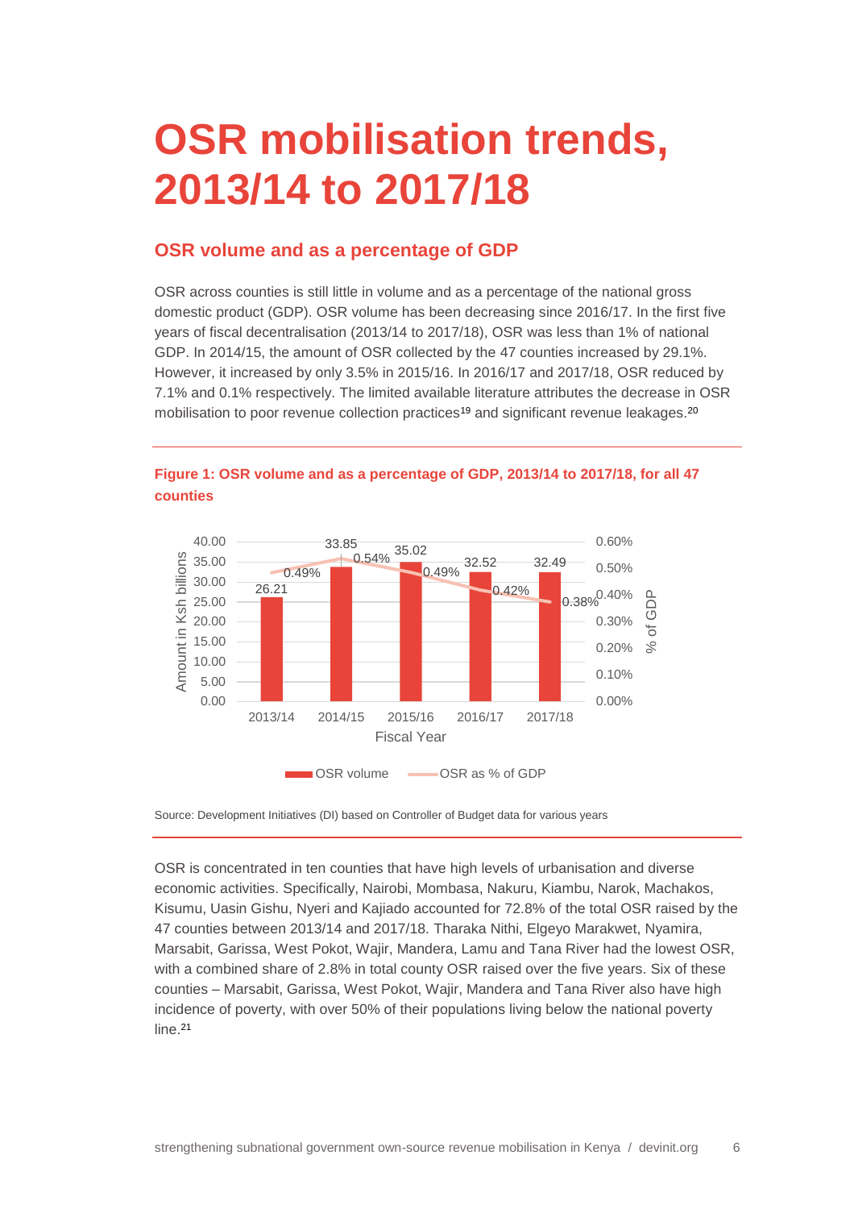# OSR mobilisation trends, 2013/14 to 2017/18

## OSR volume and as a percentage of GDP

OSR across counties is still little in volume and as a percentage of the national gross domestic product (GDP). OSR volume has been decreasing since 2016/17. In the first five years of fiscal decentralisation (2013/14 to 2017/18), OSR was less than 1% of national GDP. In 2014/15, the amount of OSR collected by the 47 counties increased by 29.1%. However, it increased by only 3.5% in 2015/16. In 2016/17 and 2017/18, OSR reduced by 7.1% and 0.1% respectively. The limited available literature attributes the decrease in OSR mobilisation to poor revenue collection practices[19] and significant revenue leakages.[20]

**Figure 1: OSR volume and as a percentage of GDP, 2013/14 to 2017/18, for all 47 counties**

| Fiscal Year | OSR volume (Amount in Ksh billions) | OSR as % of GDP |
|---|---|---|
| 2013/14 | 26.21 | 0.49% |
| 2014/15 | 33.85 | 0.54% |
| 2015/16 | 35.02 | 0.49% |
| 2016/17 | 32.52 | 0.42% |
| 2017/18 | 32.49 | 0.38% |

Source: Development Initiatives (DI) based on Controller of Budget data for various years

OSR is concentrated in ten counties that have high levels of urbanisation and diverse economic activities. Specifically, Nairobi, Mombasa, Nakuru, Kiambu, Narok, Machakos, Kisumu, Uasin Gishu, Nyeri and Kajiado accounted for 72.8% of the total OSR raised by the 47 counties between 2013/14 and 2017/18. Tharaka Nithi, Elgeyo Marakwet, Nyamira, Marsabit, Garissa, West Pokot, Wajir, Mandera, Lamu and Tana River had the lowest OSR, with a combined share of 2.8% in total county OSR raised over the five years. Six of these counties – Marsabit, Garissa, West Pokot, Wajir, Mandera and Tana River also have high incidence of poverty, with over 50% of their populations living below the national poverty line.[21]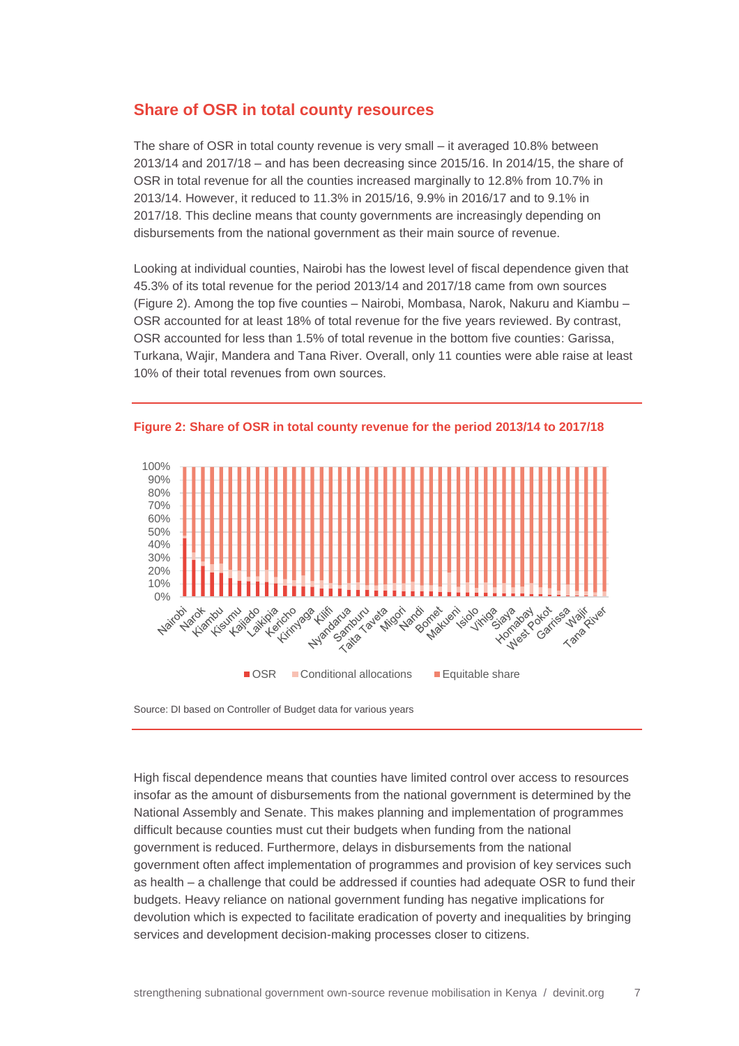## Share of OSR in total county resources

The share of OSR in total county revenue is very small – it averaged 10.8% between 2013/14 and 2017/18 – and has been decreasing since 2015/16. In 2014/15, the share of OSR in total revenue for all the counties increased marginally to 12.8% from 10.7% in 2013/14. However, it reduced to 11.3% in 2015/16, 9.9% in 2016/17 and to 9.1% in 2017/18. This decline means that county governments are increasingly depending on disbursements from the national government as their main source of revenue.

Looking at individual counties, Nairobi has the lowest level of fiscal dependence given that 45.3% of its total revenue for the period 2013/14 and 2017/18 came from own sources (Figure 2). Among the top five counties – Nairobi, Mombasa, Narok, Nakuru and Kiambu – OSR accounted for at least 18% of total revenue for the five years reviewed. By contrast, OSR accounted for less than 1.5% of total revenue in the bottom five counties: Garissa, Turkana, Wajir, Mandera and Tana River. Overall, only 11 counties were able raise at least 10% of their total revenues from own sources.

**Figure 2: Share of OSR in total county revenue for the period 2013/14 to 2017/18**

Source: DI based on Controller of Budget data for various years

High fiscal dependence means that counties have limited control over access to resources insofar as the amount of disbursements from the national government is determined by the National Assembly and Senate. This makes planning and implementation of programmes difficult because counties must cut their budgets when funding from the national government is reduced. Furthermore, delays in disbursements from the national government often affect implementation of programmes and provision of key services such as health – a challenge that could be addressed if counties had adequate OSR to fund their budgets. Heavy reliance on national government funding has negative implications for devolution which is expected to facilitate eradication of poverty and inequalities by bringing services and development decision-making processes closer to citizens.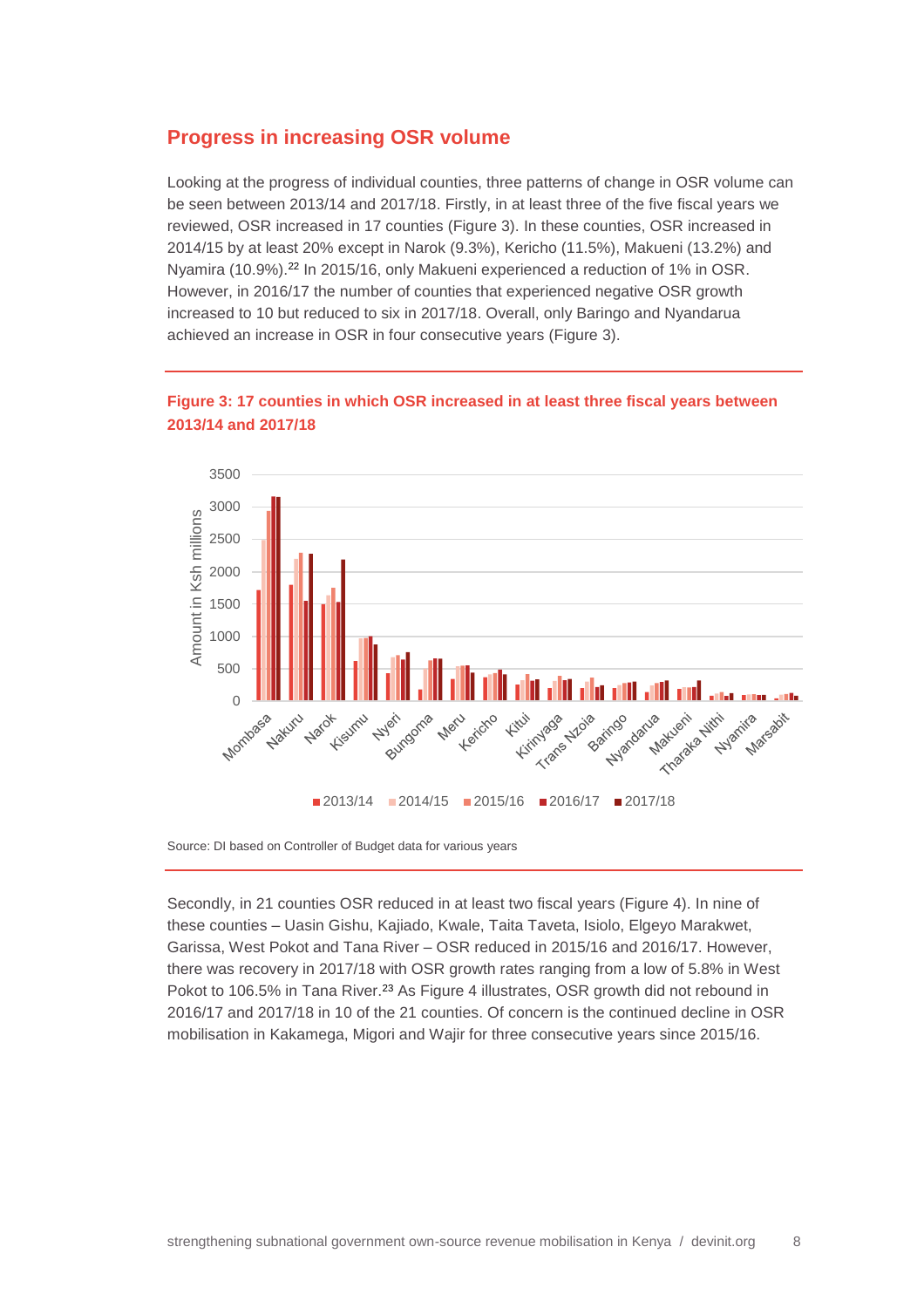## Progress in increasing OSR volume

Looking at the progress of individual counties, three patterns of change in OSR volume can be seen between 2013/14 and 2017/18. Firstly, in at least three of the five fiscal years we reviewed, OSR increased in 17 counties (Figure 3). In these counties, OSR increased in 2014/15 by at least 20% except in Narok (9.3%), Kericho (11.5%), Makueni (13.2%) and Nyamira (10.9%).[22] In 2015/16, only Makueni experienced a reduction of 1% in OSR. However, in 2016/17 the number of counties that experienced negative OSR growth increased to 10 but reduced to six in 2017/18. Overall, only Baringo and Nyandarua achieved an increase in OSR in four consecutive years (Figure 3).

**Figure 3: 17 counties in which OSR increased in at least three fiscal years between 2013/14 and 2017/18**

Source: DI based on Controller of Budget data for various years

Secondly, in 21 counties OSR reduced in at least two fiscal years (Figure 4). In nine of these counties – Uasin Gishu, Kajiado, Kwale, Taita Taveta, Isiolo, Elgeyo Marakwet, Garissa, West Pokot and Tana River – OSR reduced in 2015/16 and 2016/17. However, there was recovery in 2017/18 with OSR growth rates ranging from a low of 5.8% in West Pokot to 106.5% in Tana River.[23] As Figure 4 illustrates, OSR growth did not rebound in 2016/17 and 2017/18 in 10 of the 21 counties. Of concern is the continued decline in OSR mobilisation in Kakamega, Migori and Wajir for three consecutive years since 2015/16.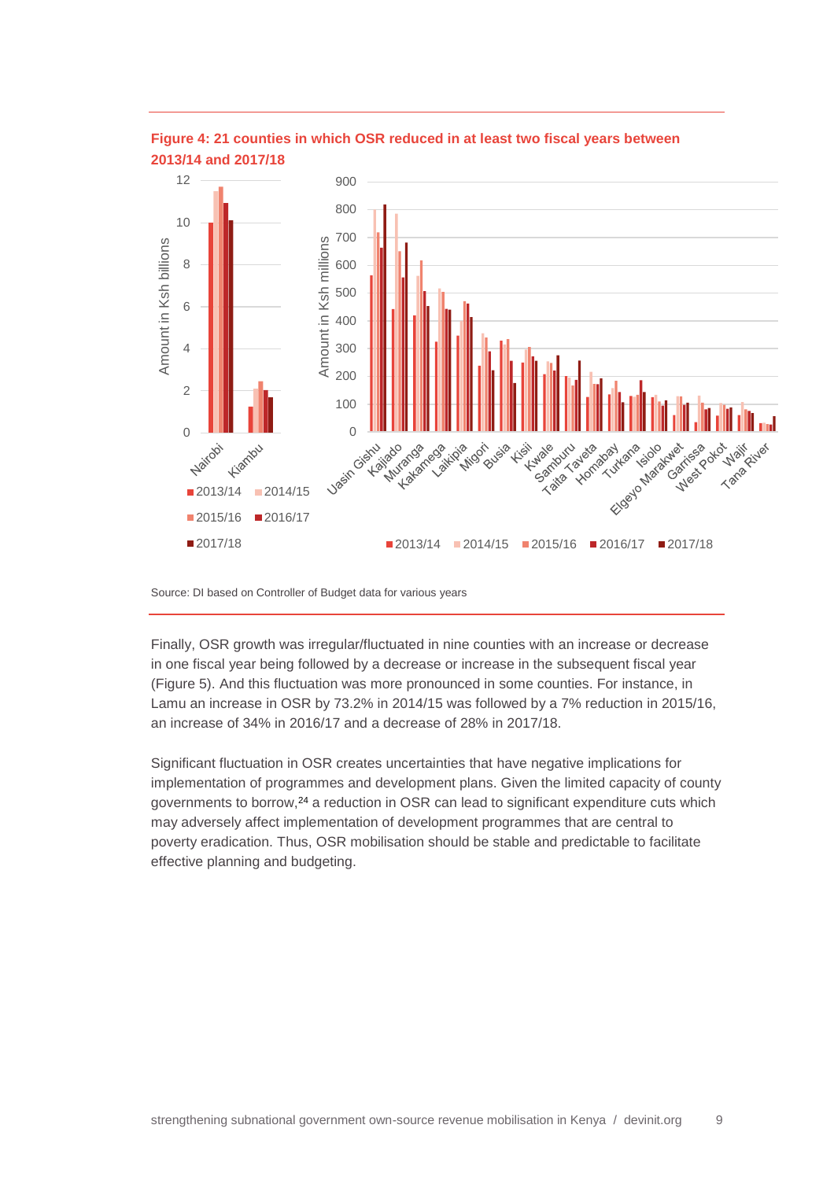**Figure 4: 21 counties in which OSR reduced in at least two fiscal years between 2013/14 and 2017/18**

Source: DI based on Controller of Budget data for various years

Finally, OSR growth was irregular/fluctuated in nine counties with an increase or decrease in one fiscal year being followed by a decrease or increase in the subsequent fiscal year (Figure 5). And this fluctuation was more pronounced in some counties. For instance, in Lamu an increase in OSR by 73.2% in 2014/15 was followed by a 7% reduction in 2015/16, an increase of 34% in 2016/17 and a decrease of 28% in 2017/18.

Significant fluctuation in OSR creates uncertainties that have negative implications for implementation of programmes and development plans. Given the limited capacity of county governments to borrow,[24] a reduction in OSR can lead to significant expenditure cuts which may adversely affect implementation of development programmes that are central to poverty eradication. Thus, OSR mobilisation should be stable and predictable to facilitate effective planning and budgeting.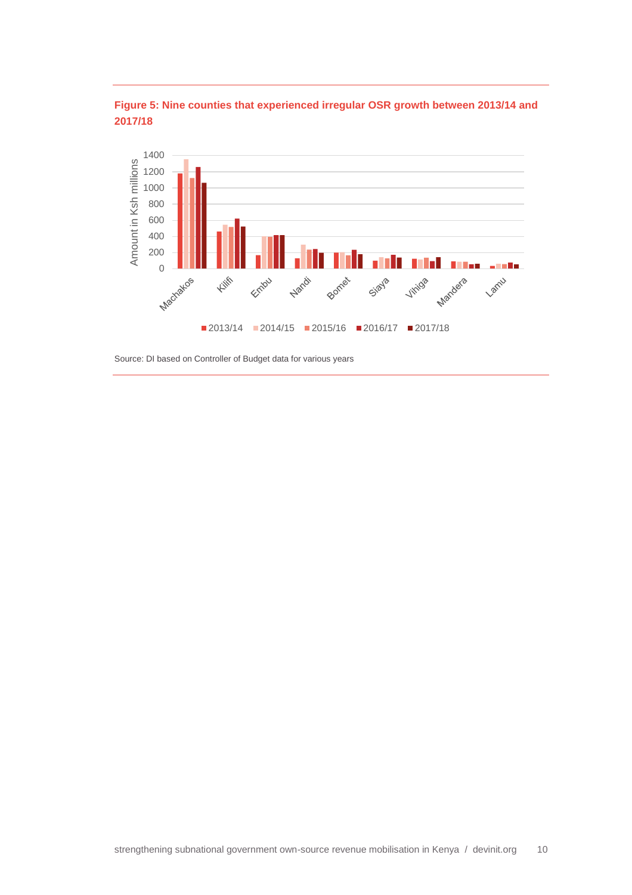**Figure 5: Nine counties that experienced irregular OSR growth between 2013/14 and 2017/18**

Source: DI based on Controller of Budget data for various years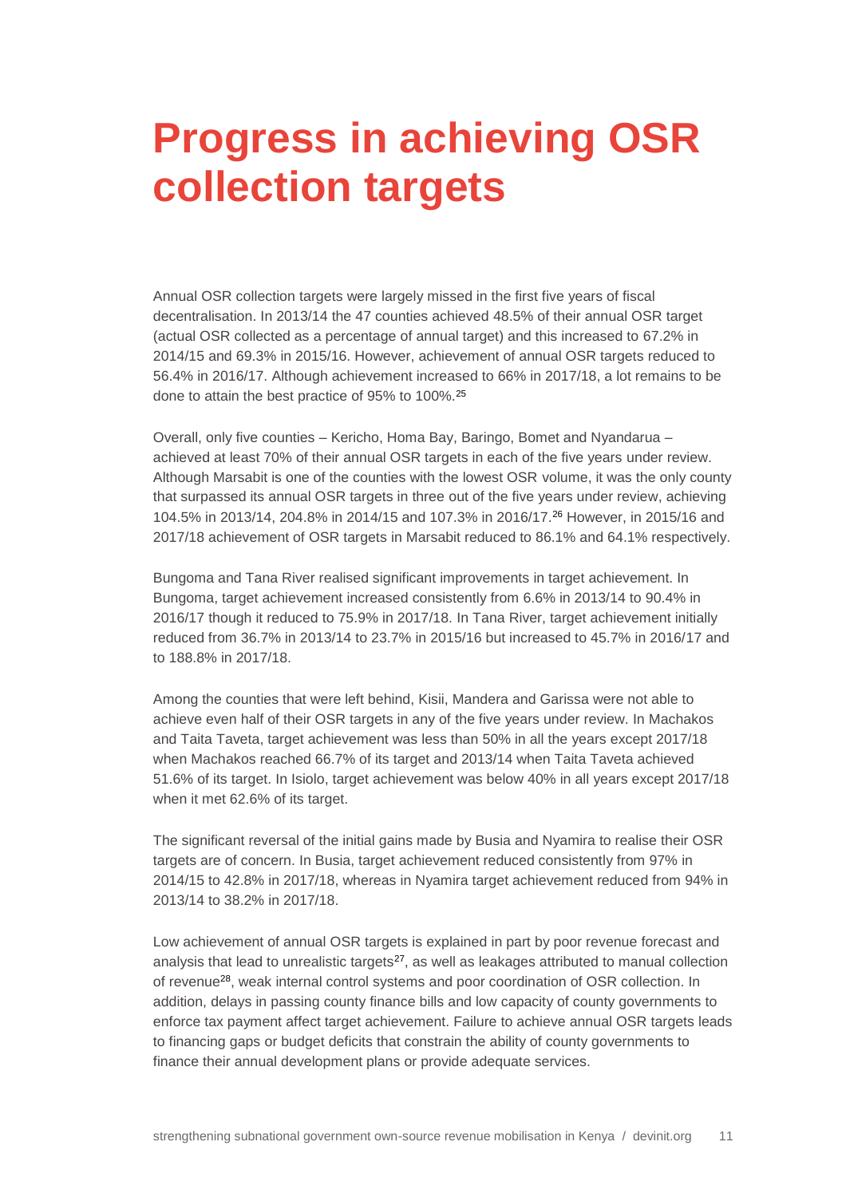# Progress in achieving OSR collection targets

Annual OSR collection targets were largely missed in the first five years of fiscal decentralisation. In 2013/14 the 47 counties achieved 48.5% of their annual OSR target (actual OSR collected as a percentage of annual target) and this increased to 67.2% in 2014/15 and 69.3% in 2015/16. However, achievement of annual OSR targets reduced to 56.4% in 2016/17. Although achievement increased to 66% in 2017/18, a lot remains to be done to attain the best practice of 95% to 100%.[25]

Overall, only five counties – Kericho, Homa Bay, Baringo, Bomet and Nyandarua – achieved at least 70% of their annual OSR targets in each of the five years under review. Although Marsabit is one of the counties with the lowest OSR volume, it was the only county that surpassed its annual OSR targets in three out of the five years under review, achieving 104.5% in 2013/14, 204.8% in 2014/15 and 107.3% in 2016/17.[26] However, in 2015/16 and 2017/18 achievement of OSR targets in Marsabit reduced to 86.1% and 64.1% respectively.

Bungoma and Tana River realised significant improvements in target achievement. In Bungoma, target achievement increased consistently from 6.6% in 2013/14 to 90.4% in 2016/17 though it reduced to 75.9% in 2017/18. In Tana River, target achievement initially reduced from 36.7% in 2013/14 to 23.7% in 2015/16 but increased to 45.7% in 2016/17 and to 188.8% in 2017/18.

Among the counties that were left behind, Kisii, Mandera and Garissa were not able to achieve even half of their OSR targets in any of the five years under review. In Machakos and Taita Taveta, target achievement was less than 50% in all the years except 2017/18 when Machakos reached 66.7% of its target and 2013/14 when Taita Taveta achieved 51.6% of its target. In Isiolo, target achievement was below 40% in all years except 2017/18 when it met 62.6% of its target.

The significant reversal of the initial gains made by Busia and Nyamira to realise their OSR targets are of concern. In Busia, target achievement reduced consistently from 97% in 2014/15 to 42.8% in 2017/18, whereas in Nyamira target achievement reduced from 94% in 2013/14 to 38.2% in 2017/18.

Low achievement of annual OSR targets is explained in part by poor revenue forecast and analysis that lead to unrealistic targets[27], as well as leakages attributed to manual collection of revenue[28], weak internal control systems and poor coordination of OSR collection. In addition, delays in passing county finance bills and low capacity of county governments to enforce tax payment affect target achievement. Failure to achieve annual OSR targets leads to financing gaps or budget deficits that constrain the ability of county governments to finance their annual development plans or provide adequate services.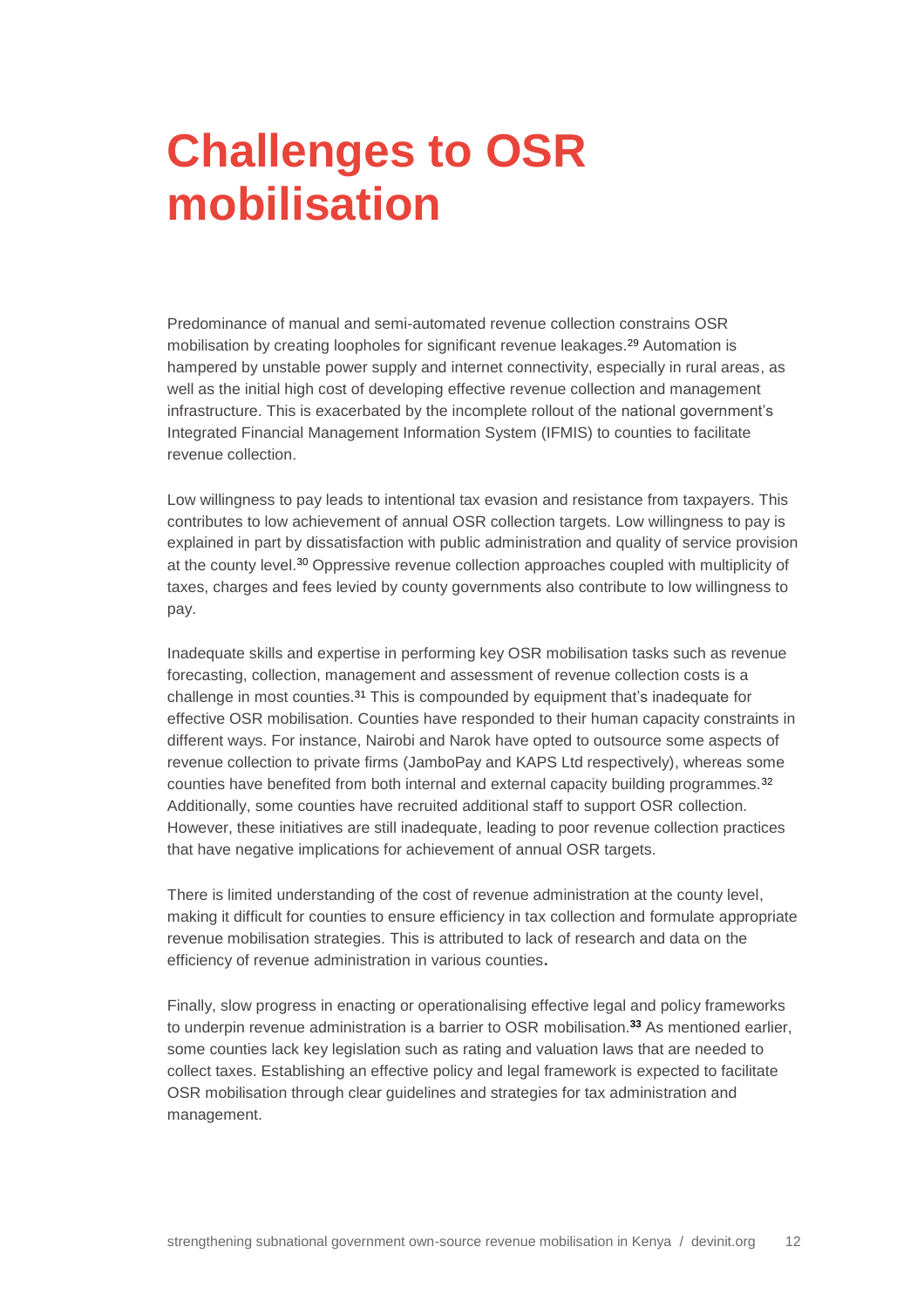# Challenges to OSR mobilisation

Predominance of manual and semi-automated revenue collection constrains OSR mobilisation by creating loopholes for significant revenue leakages.[29] Automation is hampered by unstable power supply and internet connectivity, especially in rural areas, as well as the initial high cost of developing effective revenue collection and management infrastructure. This is exacerbated by the incomplete rollout of the national government's Integrated Financial Management Information System (IFMIS) to counties to facilitate revenue collection.

Low willingness to pay leads to intentional tax evasion and resistance from taxpayers. This contributes to low achievement of annual OSR collection targets. Low willingness to pay is explained in part by dissatisfaction with public administration and quality of service provision at the county level.[30] Oppressive revenue collection approaches coupled with multiplicity of taxes, charges and fees levied by county governments also contribute to low willingness to pay.

Inadequate skills and expertise in performing key OSR mobilisation tasks such as revenue forecasting, collection, management and assessment of revenue collection costs is a challenge in most counties.[31] This is compounded by equipment that's inadequate for effective OSR mobilisation. Counties have responded to their human capacity constraints in different ways. For instance, Nairobi and Narok have opted to outsource some aspects of revenue collection to private firms (JamboPay and KAPS Ltd respectively), whereas some counties have benefited from both internal and external capacity building programmes.[32] Additionally, some counties have recruited additional staff to support OSR collection. However, these initiatives are still inadequate, leading to poor revenue collection practices that have negative implications for achievement of annual OSR targets.

There is limited understanding of the cost of revenue administration at the county level, making it difficult for counties to ensure efficiency in tax collection and formulate appropriate revenue mobilisation strategies. This is attributed to lack of research and data on the efficiency of revenue administration in various counties.

Finally, slow progress in enacting or operationalising effective legal and policy frameworks to underpin revenue administration is a barrier to OSR mobilisation.[33] As mentioned earlier, some counties lack key legislation such as rating and valuation laws that are needed to collect taxes. Establishing an effective policy and legal framework is expected to facilitate OSR mobilisation through clear guidelines and strategies for tax administration and management.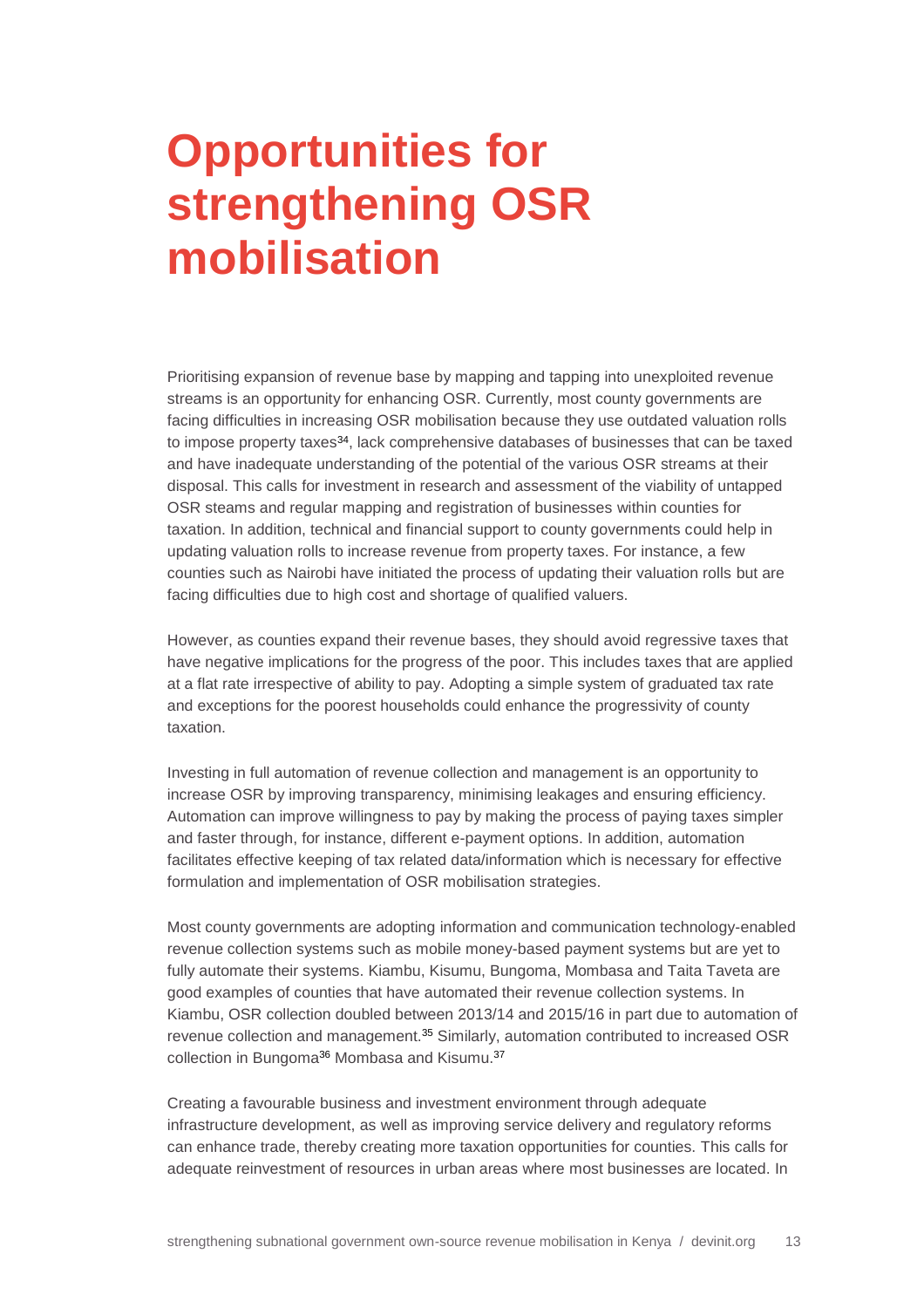# Opportunities for strengthening OSR mobilisation

Prioritising expansion of revenue base by mapping and tapping into unexploited revenue streams is an opportunity for enhancing OSR. Currently, most county governments are facing difficulties in increasing OSR mobilisation because they use outdated valuation rolls to impose property taxes[34], lack comprehensive databases of businesses that can be taxed and have inadequate understanding of the potential of the various OSR streams at their disposal. This calls for investment in research and assessment of the viability of untapped OSR steams and regular mapping and registration of businesses within counties for taxation. In addition, technical and financial support to county governments could help in updating valuation rolls to increase revenue from property taxes. For instance, a few counties such as Nairobi have initiated the process of updating their valuation rolls but are facing difficulties due to high cost and shortage of qualified valuers.

However, as counties expand their revenue bases, they should avoid regressive taxes that have negative implications for the progress of the poor. This includes taxes that are applied at a flat rate irrespective of ability to pay. Adopting a simple system of graduated tax rate and exceptions for the poorest households could enhance the progressivity of county taxation.

Investing in full automation of revenue collection and management is an opportunity to increase OSR by improving transparency, minimising leakages and ensuring efficiency. Automation can improve willingness to pay by making the process of paying taxes simpler and faster through, for instance, different e-payment options. In addition, automation facilitates effective keeping of tax related data/information which is necessary for effective formulation and implementation of OSR mobilisation strategies.

Most county governments are adopting information and communication technology-enabled revenue collection systems such as mobile money-based payment systems but are yet to fully automate their systems. Kiambu, Kisumu, Bungoma, Mombasa and Taita Taveta are good examples of counties that have automated their revenue collection systems. In Kiambu, OSR collection doubled between 2013/14 and 2015/16 in part due to automation of revenue collection and management.[35] Similarly, automation contributed to increased OSR collection in Bungoma[36] Mombasa and Kisumu.[37]

Creating a favourable business and investment environment through adequate infrastructure development, as well as improving service delivery and regulatory reforms can enhance trade, thereby creating more taxation opportunities for counties. This calls for adequate reinvestment of resources in urban areas where most businesses are located. In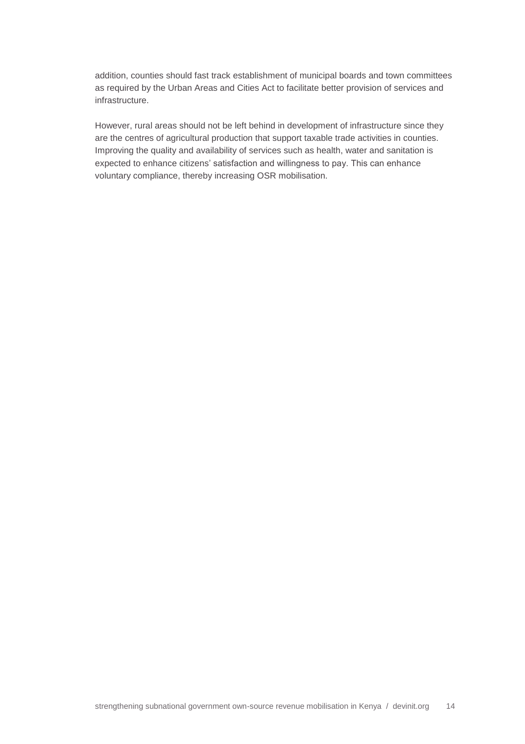addition, counties should fast track establishment of municipal boards and town committees as required by the Urban Areas and Cities Act to facilitate better provision of services and infrastructure.

However, rural areas should not be left behind in development of infrastructure since they are the centres of agricultural production that support taxable trade activities in counties. Improving the quality and availability of services such as health, water and sanitation is expected to enhance citizens' satisfaction and willingness to pay. This can enhance voluntary compliance, thereby increasing OSR mobilisation.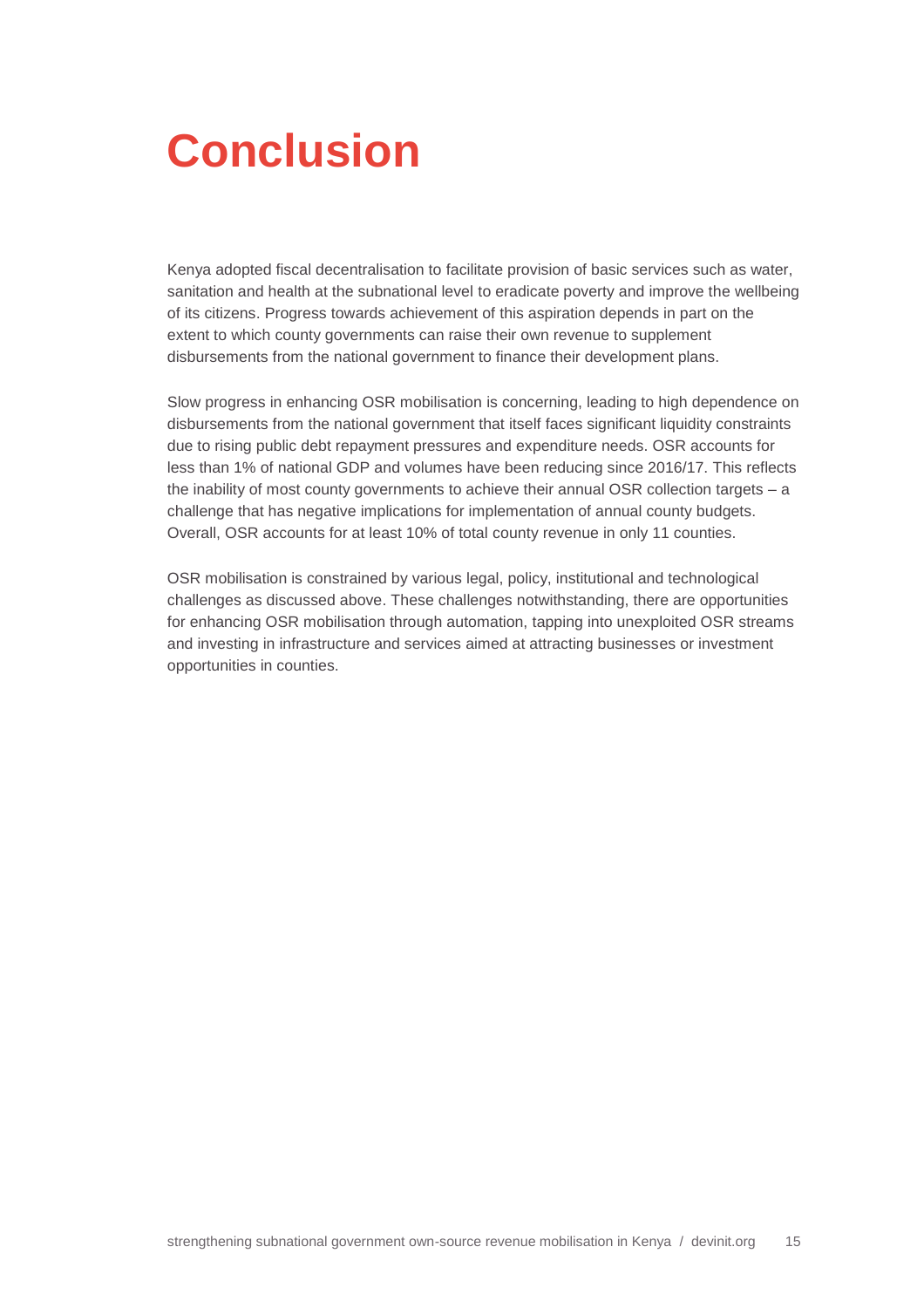# Conclusion

Kenya adopted fiscal decentralisation to facilitate provision of basic services such as water, sanitation and health at the subnational level to eradicate poverty and improve the wellbeing of its citizens. Progress towards achievement of this aspiration depends in part on the extent to which county governments can raise their own revenue to supplement disbursements from the national government to finance their development plans.

Slow progress in enhancing OSR mobilisation is concerning, leading to high dependence on disbursements from the national government that itself faces significant liquidity constraints due to rising public debt repayment pressures and expenditure needs. OSR accounts for less than 1% of national GDP and volumes have been reducing since 2016/17. This reflects the inability of most county governments to achieve their annual OSR collection targets – a challenge that has negative implications for implementation of annual county budgets. Overall, OSR accounts for at least 10% of total county revenue in only 11 counties.

OSR mobilisation is constrained by various legal, policy, institutional and technological challenges as discussed above. These challenges notwithstanding, there are opportunities for enhancing OSR mobilisation through automation, tapping into unexploited OSR streams and investing in infrastructure and services aimed at attracting businesses or investment opportunities in counties.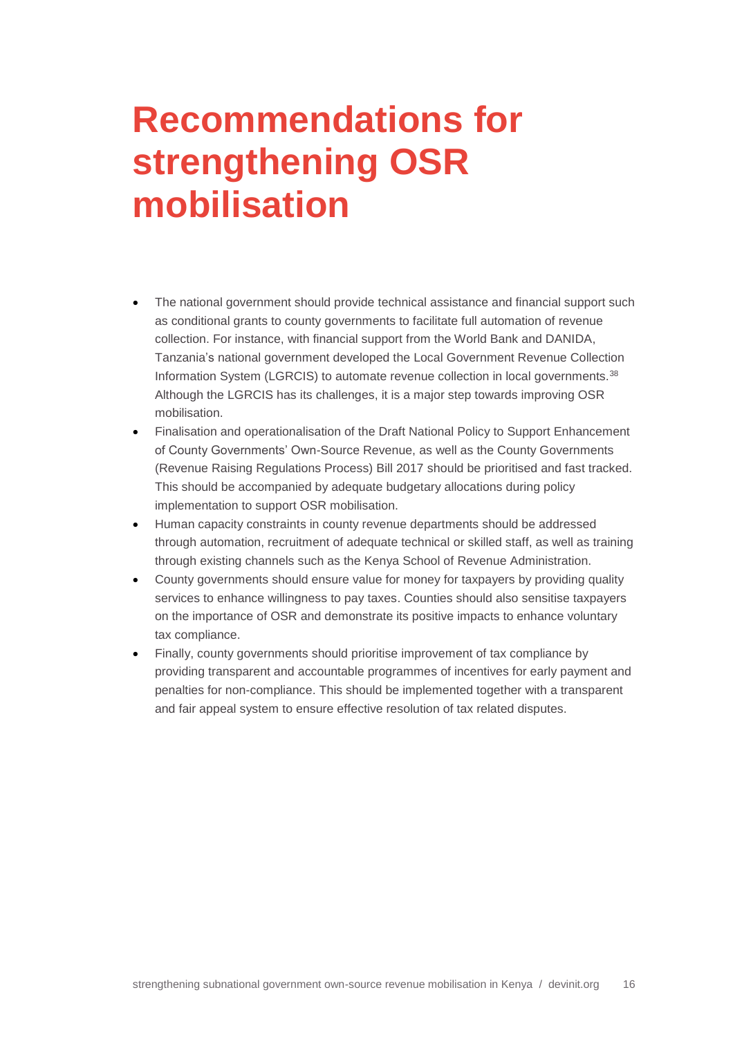# Recommendations for strengthening OSR mobilisation

- The national government should provide technical assistance and financial support such as conditional grants to county governments to facilitate full automation of revenue collection. For instance, with financial support from the World Bank and DANIDA, Tanzania's national government developed the Local Government Revenue Collection Information System (LGRCIS) to automate revenue collection in local governments.[38] Although the LGRCIS has its challenges, it is a major step towards improving OSR mobilisation.
- Finalisation and operationalisation of the Draft National Policy to Support Enhancement of County Governments' Own-Source Revenue, as well as the County Governments (Revenue Raising Regulations Process) Bill 2017 should be prioritised and fast tracked. This should be accompanied by adequate budgetary allocations during policy implementation to support OSR mobilisation.
- Human capacity constraints in county revenue departments should be addressed through automation, recruitment of adequate technical or skilled staff, as well as training through existing channels such as the Kenya School of Revenue Administration.
- County governments should ensure value for money for taxpayers by providing quality services to enhance willingness to pay taxes. Counties should also sensitise taxpayers on the importance of OSR and demonstrate its positive impacts to enhance voluntary tax compliance.
- Finally, county governments should prioritise improvement of tax compliance by providing transparent and accountable programmes of incentives for early payment and penalties for non-compliance. This should be implemented together with a transparent and fair appeal system to ensure effective resolution of tax related disputes.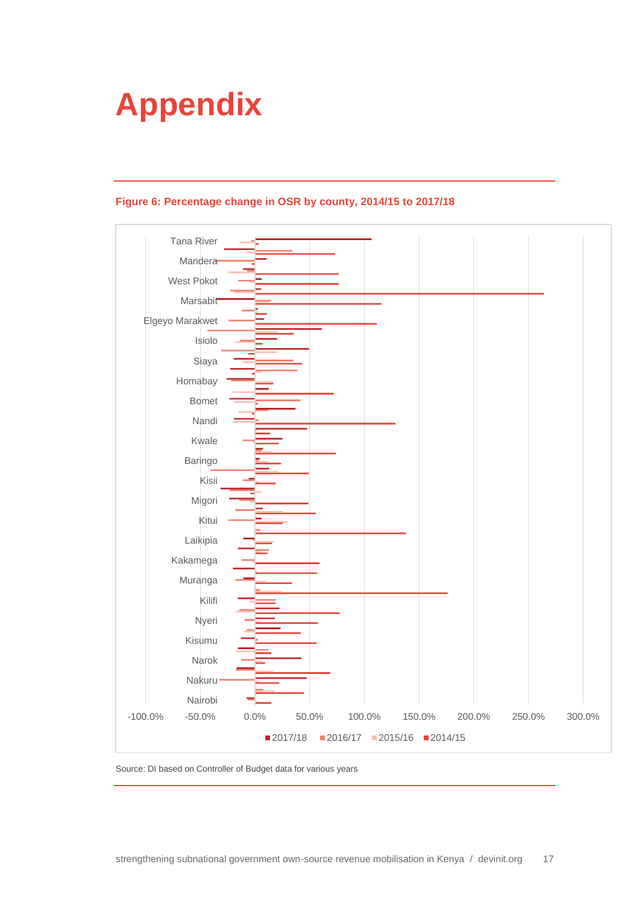# Appendix

**Figure 6: Percentage change in OSR by county, 2014/15 to 2017/18**

Tana River
Mandera
West Pokot
Marsabit
Elgeyo Marakwet
Isiolo
Siaya
Homabay
Bomet
Nandi
Kwale
Baringo
Kisii
Migori
Kitui
Laikipia
Kakamega
Muranga
Kilifi
Nyeri
Kisumu
Narok
Nakuru
Nairobi

-100.0% -50.0% 0.0% 50.0% 100.0% 150.0% 200.0% 250.0% 300.0%

2017/18 2016/17 2015/16 2014/15

Source: DI based on Controller of Budget data for various years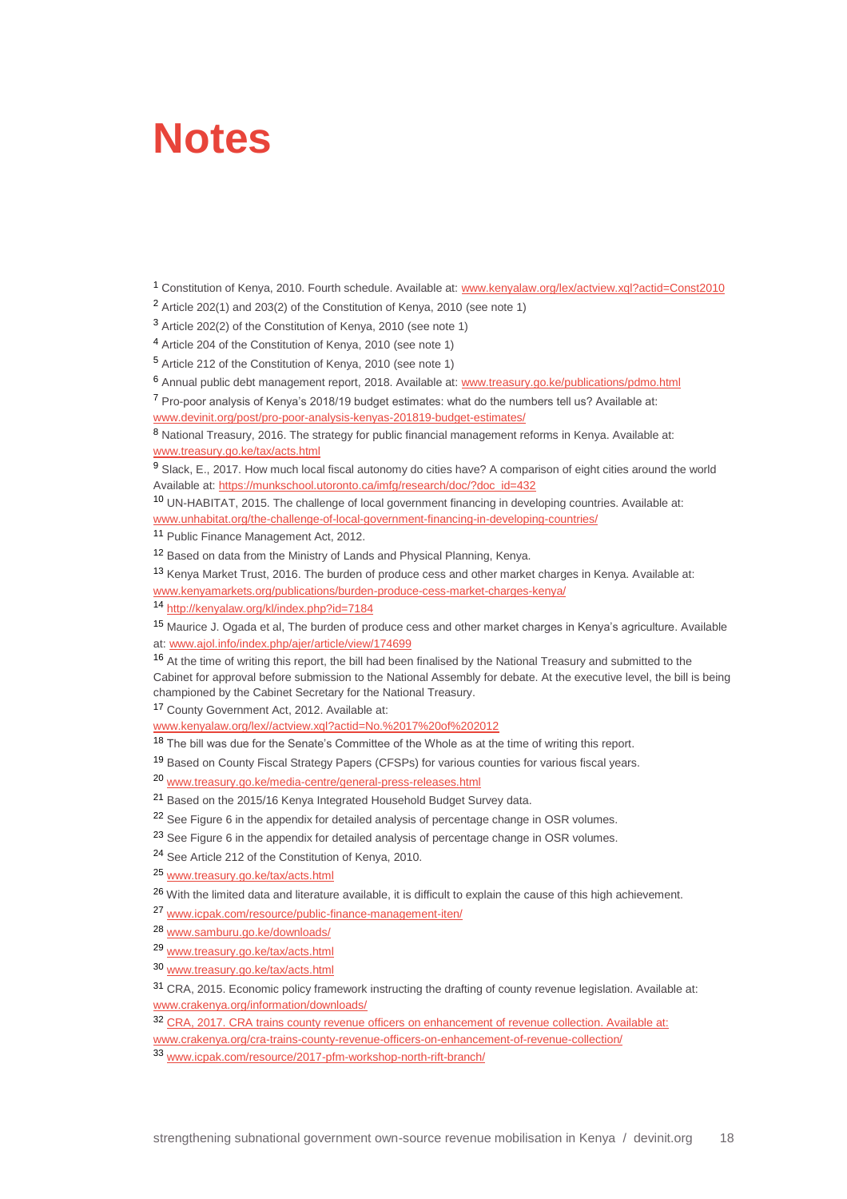# Notes

[1] Constitution of Kenya, 2010. Fourth schedule. Available at: www.kenyalaw.org/lex/actview.xql?actid=Const2010

[2] Article 202(1) and 203(2) of the Constitution of Kenya, 2010 (see note 1)

[3] Article 202(2) of the Constitution of Kenya, 2010 (see note 1)

[4] Article 204 of the Constitution of Kenya, 2010 (see note 1)

[5] Article 212 of the Constitution of Kenya, 2010 (see note 1)

[6] Annual public debt management report, 2018. Available at: www.treasury.go.ke/publications/pdmo.html

[7] Pro-poor analysis of Kenya's 2018/19 budget estimates: what do the numbers tell us? Available at: www.devinit.org/post/pro-poor-analysis-kenyas-201819-budget-estimates/

[8] National Treasury, 2016. The strategy for public financial management reforms in Kenya. Available at: www.treasury.go.ke/tax/acts.html

[9] Slack, E., 2017. How much local fiscal autonomy do cities have? A comparison of eight cities around the world Available at: https://munkschool.utoronto.ca/imfg/research/doc/?doc_id=432

[10] UN-HABITAT, 2015. The challenge of local government financing in developing countries. Available at: www.unhabitat.org/the-challenge-of-local-government-financing-in-developing-countries/

[11] Public Finance Management Act, 2012.

[12] Based on data from the Ministry of Lands and Physical Planning, Kenya.

[13] Kenya Market Trust, 2016. The burden of produce cess and other market charges in Kenya. Available at: www.kenyamarkets.org/publications/burden-produce-cess-market-charges-kenya/

[14] http://kenyalaw.org/kl/index.php?id=7184

[15] Maurice J. Ogada et al, The burden of produce cess and other market charges in Kenya's agriculture. Available at: www.ajol.info/index.php/ajer/article/view/174699

[16] At the time of writing this report, the bill had been finalised by the National Treasury and submitted to the Cabinet for approval before submission to the National Assembly for debate. At the executive level, the bill is being championed by the Cabinet Secretary for the National Treasury.

[17] County Government Act, 2012. Available at: www.kenyalaw.org/lex//actview.xql?actid=No.%2017%20of%202012

[18] The bill was due for the Senate's Committee of the Whole as at the time of writing this report.

[19] Based on County Fiscal Strategy Papers (CFSPs) for various counties for various fiscal years.

[20] www.treasury.go.ke/media-centre/general-press-releases.html

[21] Based on the 2015/16 Kenya Integrated Household Budget Survey data.

[22] See Figure 6 in the appendix for detailed analysis of percentage change in OSR volumes.

[23] See Figure 6 in the appendix for detailed analysis of percentage change in OSR volumes.

[24] See Article 212 of the Constitution of Kenya, 2010.

[25] www.treasury.go.ke/tax/acts.html

[26] With the limited data and literature available, it is difficult to explain the cause of this high achievement.

[27] www.icpak.com/resource/public-finance-management-iten/

[28] www.samburu.go.ke/downloads/

[29] www.treasury.go.ke/tax/acts.html

[30] www.treasury.go.ke/tax/acts.html

[31] CRA, 2015. Economic policy framework instructing the drafting of county revenue legislation. Available at: www.crakenya.org/information/downloads/

[32] CRA, 2017. CRA trains county revenue officers on enhancement of revenue collection. Available at: www.crakenya.org/cra-trains-county-revenue-officers-on-enhancement-of-revenue-collection/

[33] www.icpak.com/resource/2017-pfm-workshop-north-rift-branch/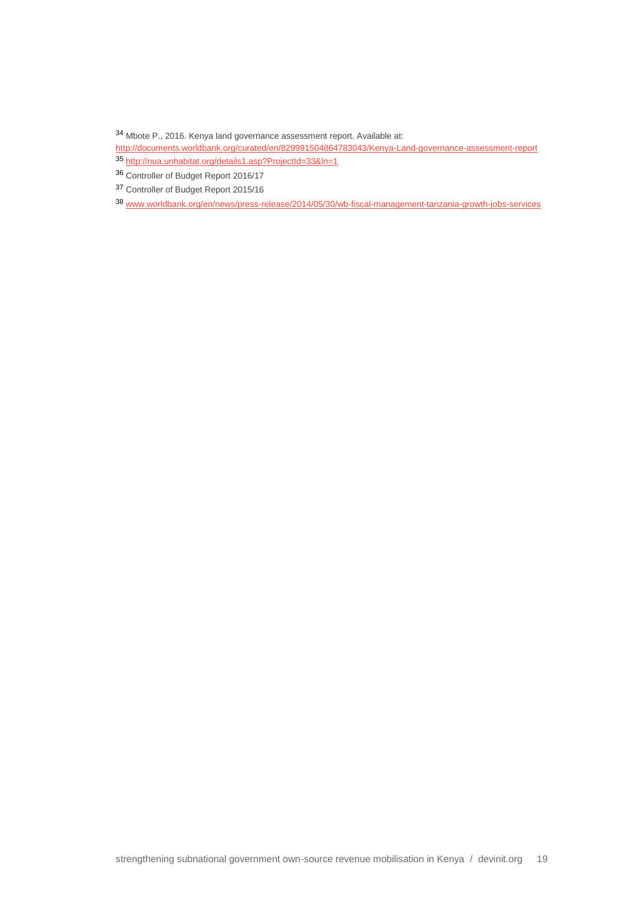[34] Mbote P., 2016. Kenya land governance assessment report. Available at: http://documents.worldbank.org/curated/en/829991504864783043/Kenya-Land-governance-assessment-report

[35] http://nua.unhabitat.org/details1.asp?ProjectId=33&ln=1

[36] Controller of Budget Report 2016/17

[37] Controller of Budget Report 2015/16

[38] www.worldbank.org/en/news/press-release/2014/05/30/wb-fiscal-management-tanzania-growth-jobs-services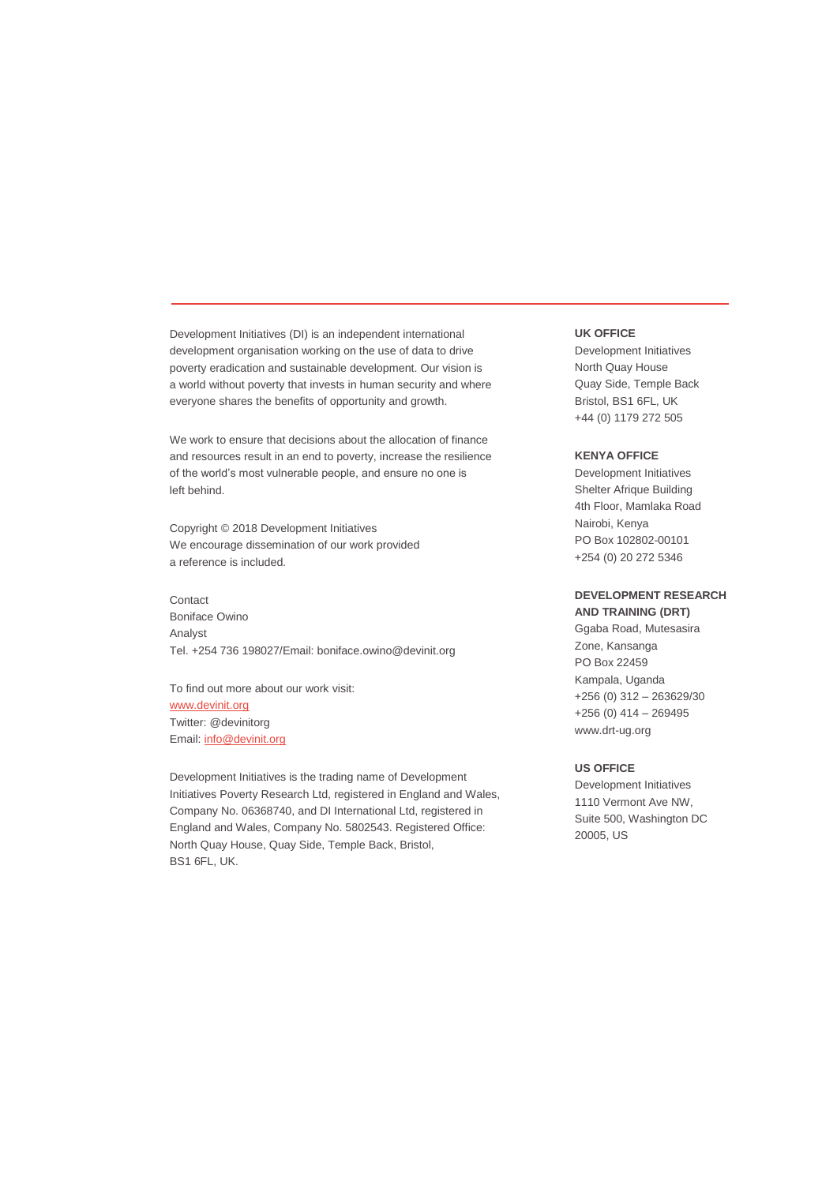Development Initiatives (DI) is an independent international development organisation working on the use of data to drive poverty eradication and sustainable development. Our vision is a world without poverty that invests in human security and where everyone shares the benefits of opportunity and growth.

We work to ensure that decisions about the allocation of finance and resources result in an end to poverty, increase the resilience of the world's most vulnerable people, and ensure no one is left behind.

Copyright © 2018 Development Initiatives
We encourage dissemination of our work provided a reference is included.

Contact
Boniface Owino
Analyst
Tel. +254 736 198027/Email: boniface.owino@devinit.org

To find out more about our work visit:
www.devinit.org
Twitter: @devinitorg
Email: info@devinit.org

Development Initiatives is the trading name of Development Initiatives Poverty Research Ltd, registered in England and Wales, Company No. 06368740, and DI International Ltd, registered in England and Wales, Company No. 5802543. Registered Office: North Quay House, Quay Side, Temple Back, Bristol, BS1 6FL, UK.

**UK OFFICE**
Development Initiatives
North Quay House
Quay Side, Temple Back
Bristol, BS1 6FL, UK
+44 (0) 1179 272 505

**KENYA OFFICE**
Development Initiatives
Shelter Afrique Building
4th Floor, Mamlaka Road
Nairobi, Kenya
PO Box 102802-00101
+254 (0) 20 272 5346

**DEVELOPMENT RESEARCH AND TRAINING (DRT)**
Ggaba Road, Mutesasira
Zone, Kansanga
PO Box 22459
Kampala, Uganda
+256 (0) 312 – 263629/30
+256 (0) 414 – 269495
www.drt-ug.org

**US OFFICE**
Development Initiatives
1110 Vermont Ave NW,
Suite 500, Washington DC
20005, US